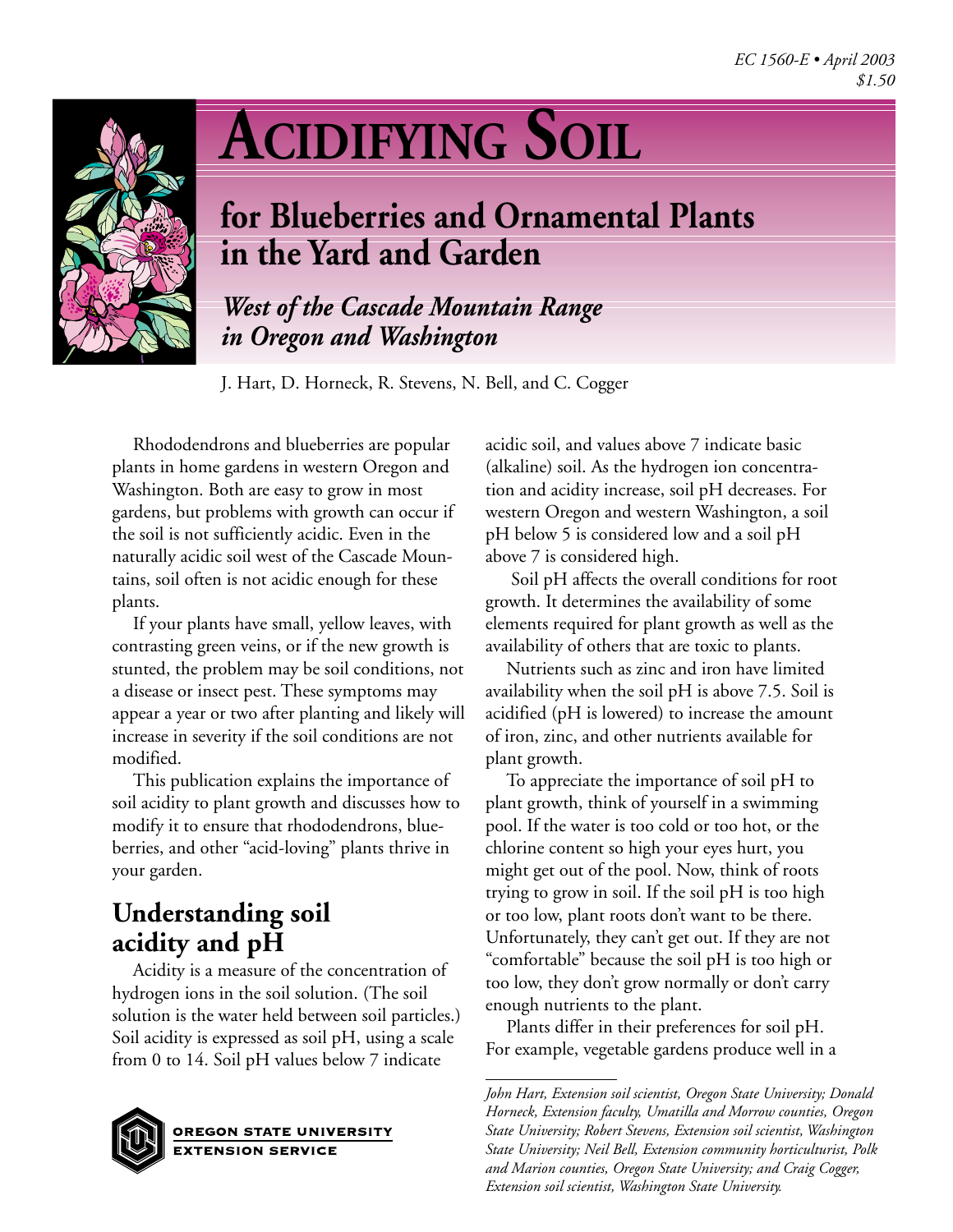*EC 1560-E • April 2003*
*$1.50*

# ACIDIFYING SOIL

## for Blueberries and Ornamental Plants in the Yard and Garden

### *West of the Cascade Mountain Range in Oregon and Washington*

J. Hart, D. Horneck, R. Stevens, N. Bell, and C. Cogger

Rhododendrons and blueberries are popular plants in home gardens in western Oregon and Washington. Both are easy to grow in most gardens, but problems with growth can occur if the soil is not sufficiently acidic. Even in the naturally acidic soil west of the Cascade Mountains, soil often is not acidic enough for these plants.

If your plants have small, yellow leaves, with contrasting green veins, or if the new growth is stunted, the problem may be soil conditions, not a disease or insect pest. These symptoms may appear a year or two after planting and likely will increase in severity if the soil conditions are not modified.

This publication explains the importance of soil acidity to plant growth and discusses how to modify it to ensure that rhododendrons, blueberries, and other "acid-loving" plants thrive in your garden.

## Understanding soil acidity and pH

Acidity is a measure of the concentration of hydrogen ions in the soil solution. (The soil solution is the water held between soil particles.) Soil acidity is expressed as soil pH, using a scale from 0 to 14. Soil pH values below 7 indicate acidic soil, and values above 7 indicate basic (alkaline) soil. As the hydrogen ion concentration and acidity increase, soil pH decreases. For western Oregon and western Washington, a soil pH below 5 is considered low and a soil pH above 7 is considered high.

Soil pH affects the overall conditions for root growth. It determines the availability of some elements required for plant growth as well as the availability of others that are toxic to plants.

Nutrients such as zinc and iron have limited availability when the soil pH is above 7.5. Soil is acidified (pH is lowered) to increase the amount of iron, zinc, and other nutrients available for plant growth.

To appreciate the importance of soil pH to plant growth, think of yourself in a swimming pool. If the water is too cold or too hot, or the chlorine content so high your eyes hurt, you might get out of the pool. Now, think of roots trying to grow in soil. If the soil pH is too high or too low, plant roots don't want to be there. Unfortunately, they can't get out. If they are not "comfortable" because the soil pH is too high or too low, they don't grow normally or don't carry enough nutrients to the plant.

Plants differ in their preferences for soil pH. For example, vegetable gardens produce well in a

---

*John Hart, Extension soil scientist, Oregon State University; Donald Horneck, Extension faculty, Umatilla and Morrow counties, Oregon State University; Robert Stevens, Extension soil scientist, Washington State University; Neil Bell, Extension community horticulturist, Polk and Marion counties, Oregon State University; and Craig Cogger, Extension soil scientist, Washington State University.*

OREGON STATE UNIVERSITY EXTENSION SERVICE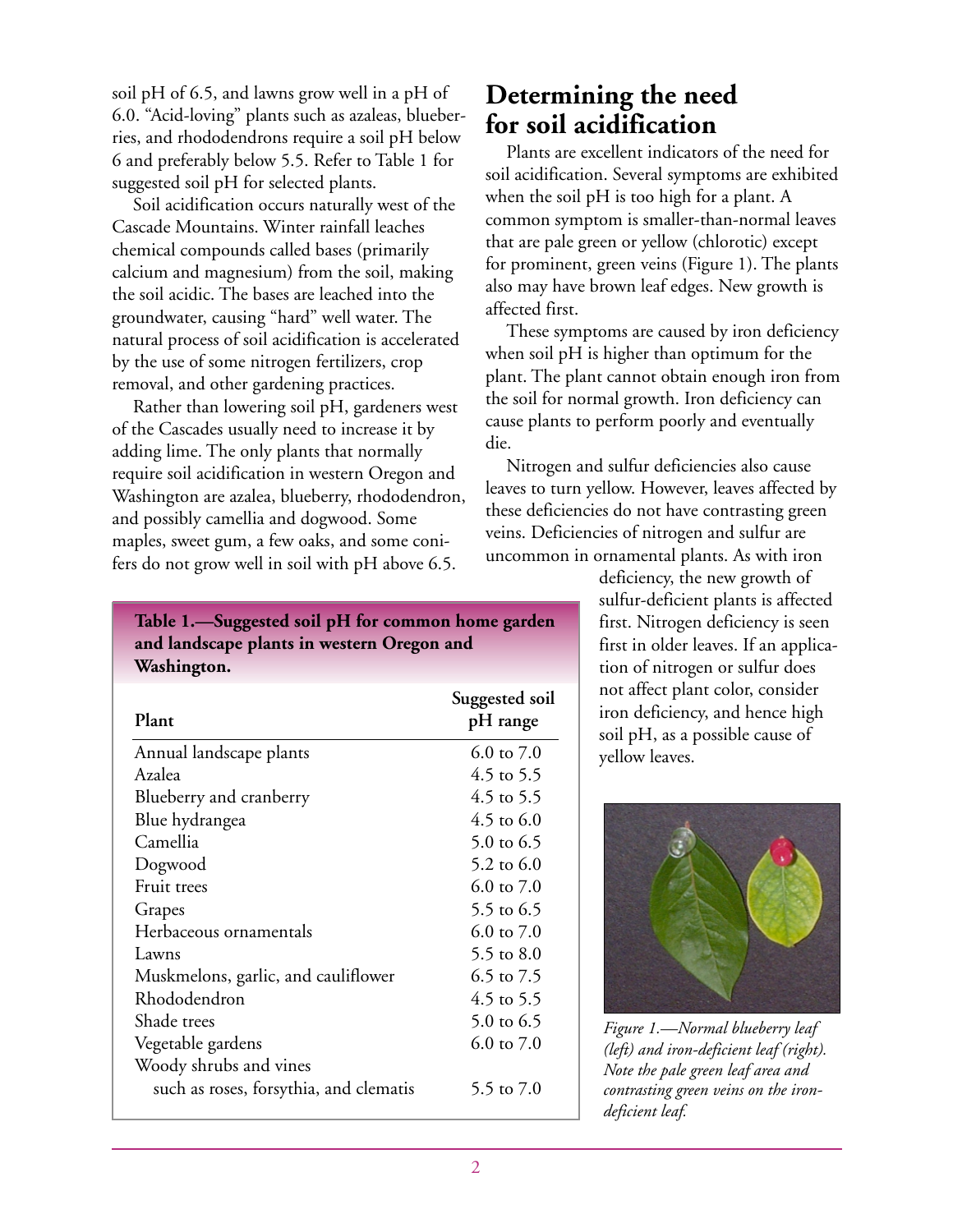soil pH of 6.5, and lawns grow well in a pH of 6.0. "Acid-loving" plants such as azaleas, blueberries, and rhododendrons require a soil pH below 6 and preferably below 5.5. Refer to Table 1 for suggested soil pH for selected plants.

Soil acidification occurs naturally west of the Cascade Mountains. Winter rainfall leaches chemical compounds called bases (primarily calcium and magnesium) from the soil, making the soil acidic. The bases are leached into the groundwater, causing "hard" well water. The natural process of soil acidification is accelerated by the use of some nitrogen fertilizers, crop removal, and other gardening practices.

Rather than lowering soil pH, gardeners west of the Cascades usually need to increase it by adding lime. The only plants that normally require soil acidification in western Oregon and Washington are azalea, blueberry, rhododendron, and possibly camellia and dogwood. Some maples, sweet gum, a few oaks, and some conifers do not grow well in soil with pH above 6.5.

**Table 1.—Suggested soil pH for common home garden and landscape plants in western Oregon and Washington.**

| Plant | Suggested soil pH range |
|---|---|
| Annual landscape plants | 6.0 to 7.0 |
| Azalea | 4.5 to 5.5 |
| Blueberry and cranberry | 4.5 to 5.5 |
| Blue hydrangea | 4.5 to 6.0 |
| Camellia | 5.0 to 6.5 |
| Dogwood | 5.2 to 6.0 |
| Fruit trees | 6.0 to 7.0 |
| Grapes | 5.5 to 6.5 |
| Herbaceous ornamentals | 6.0 to 7.0 |
| Lawns | 5.5 to 8.0 |
| Muskmelons, garlic, and cauliflower | 6.5 to 7.5 |
| Rhododendron | 4.5 to 5.5 |
| Shade trees | 5.0 to 6.5 |
| Vegetable gardens | 6.0 to 7.0 |
| Woody shrubs and vines such as roses, forsythia, and clematis | 5.5 to 7.0 |

## Determining the need for soil acidification

Plants are excellent indicators of the need for soil acidification. Several symptoms are exhibited when the soil pH is too high for a plant. A common symptom is smaller-than-normal leaves that are pale green or yellow (chlorotic) except for prominent, green veins (Figure 1). The plants also may have brown leaf edges. New growth is affected first.

These symptoms are caused by iron deficiency when soil pH is higher than optimum for the plant. The plant cannot obtain enough iron from the soil for normal growth. Iron deficiency can cause plants to perform poorly and eventually die.

Nitrogen and sulfur deficiencies also cause leaves to turn yellow. However, leaves affected by these deficiencies do not have contrasting green veins. Deficiencies of nitrogen and sulfur are uncommon in ornamental plants. As with iron deficiency, the new growth of sulfur-deficient plants is affected first. Nitrogen deficiency is seen first in older leaves. If an application of nitrogen or sulfur does not affect plant color, consider iron deficiency, and hence high soil pH, as a possible cause of yellow leaves.

*Figure 1.—Normal blueberry leaf (left) and iron-deficient leaf (right). Note the pale green leaf area and contrasting green veins on the iron-deficient leaf.*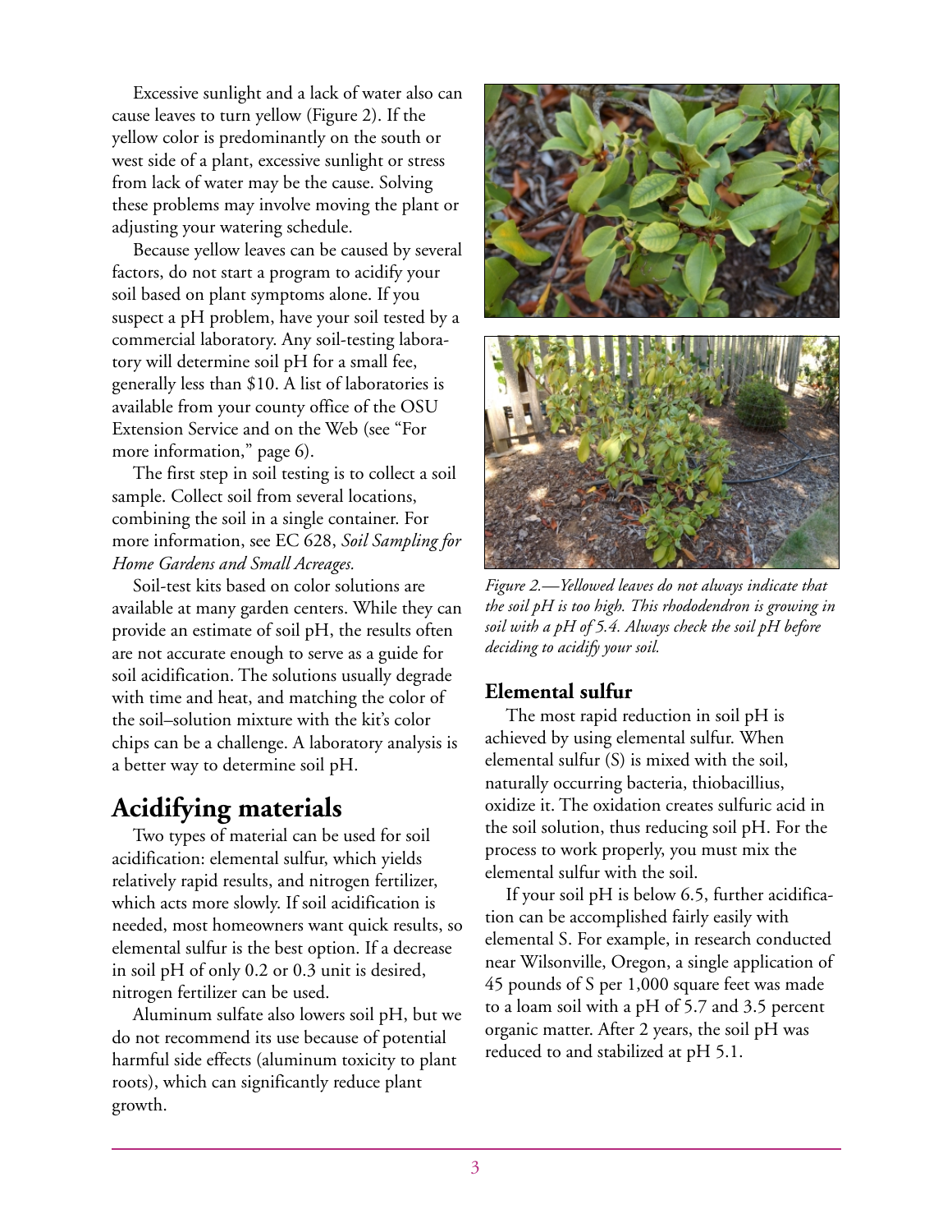Excessive sunlight and a lack of water also can cause leaves to turn yellow (Figure 2). If the yellow color is predominantly on the south or west side of a plant, excessive sunlight or stress from lack of water may be the cause. Solving these problems may involve moving the plant or adjusting your watering schedule.

Because yellow leaves can be caused by several factors, do not start a program to acidify your soil based on plant symptoms alone. If you suspect a pH problem, have your soil tested by a commercial laboratory. Any soil-testing laboratory will determine soil pH for a small fee, generally less than $10. A list of laboratories is available from your county office of the OSU Extension Service and on the Web (see "For more information," page 6).

The first step in soil testing is to collect a soil sample. Collect soil from several locations, combining the soil in a single container. For more information, see EC 628, *Soil Sampling for Home Gardens and Small Acreages.*

Soil-test kits based on color solutions are available at many garden centers. While they can provide an estimate of soil pH, the results often are not accurate enough to serve as a guide for soil acidification. The solutions usually degrade with time and heat, and matching the color of the soil–solution mixture with the kit's color chips can be a challenge. A laboratory analysis is a better way to determine soil pH.

# Acidifying materials

Two types of material can be used for soil acidification: elemental sulfur, which yields relatively rapid results, and nitrogen fertilizer, which acts more slowly. If soil acidification is needed, most homeowners want quick results, so elemental sulfur is the best option. If a decrease in soil pH of only 0.2 or 0.3 unit is desired, nitrogen fertilizer can be used.

Aluminum sulfate also lowers soil pH, but we do not recommend its use because of potential harmful side effects (aluminum toxicity to plant roots), which can significantly reduce plant growth.

*Figure 2.—Yellowed leaves do not always indicate that the soil pH is too high. This rhododendron is growing in soil with a pH of 5.4. Always check the soil pH before deciding to acidify your soil.*

## Elemental sulfur

The most rapid reduction in soil pH is achieved by using elemental sulfur. When elemental sulfur (S) is mixed with the soil, naturally occurring bacteria, thiobacillius, oxidize it. The oxidation creates sulfuric acid in the soil solution, thus reducing soil pH. For the process to work properly, you must mix the elemental sulfur with the soil.

If your soil pH is below 6.5, further acidification can be accomplished fairly easily with elemental S. For example, in research conducted near Wilsonville, Oregon, a single application of 45 pounds of S per 1,000 square feet was made to a loam soil with a pH of 5.7 and 3.5 percent organic matter. After 2 years, the soil pH was reduced to and stabilized at pH 5.1.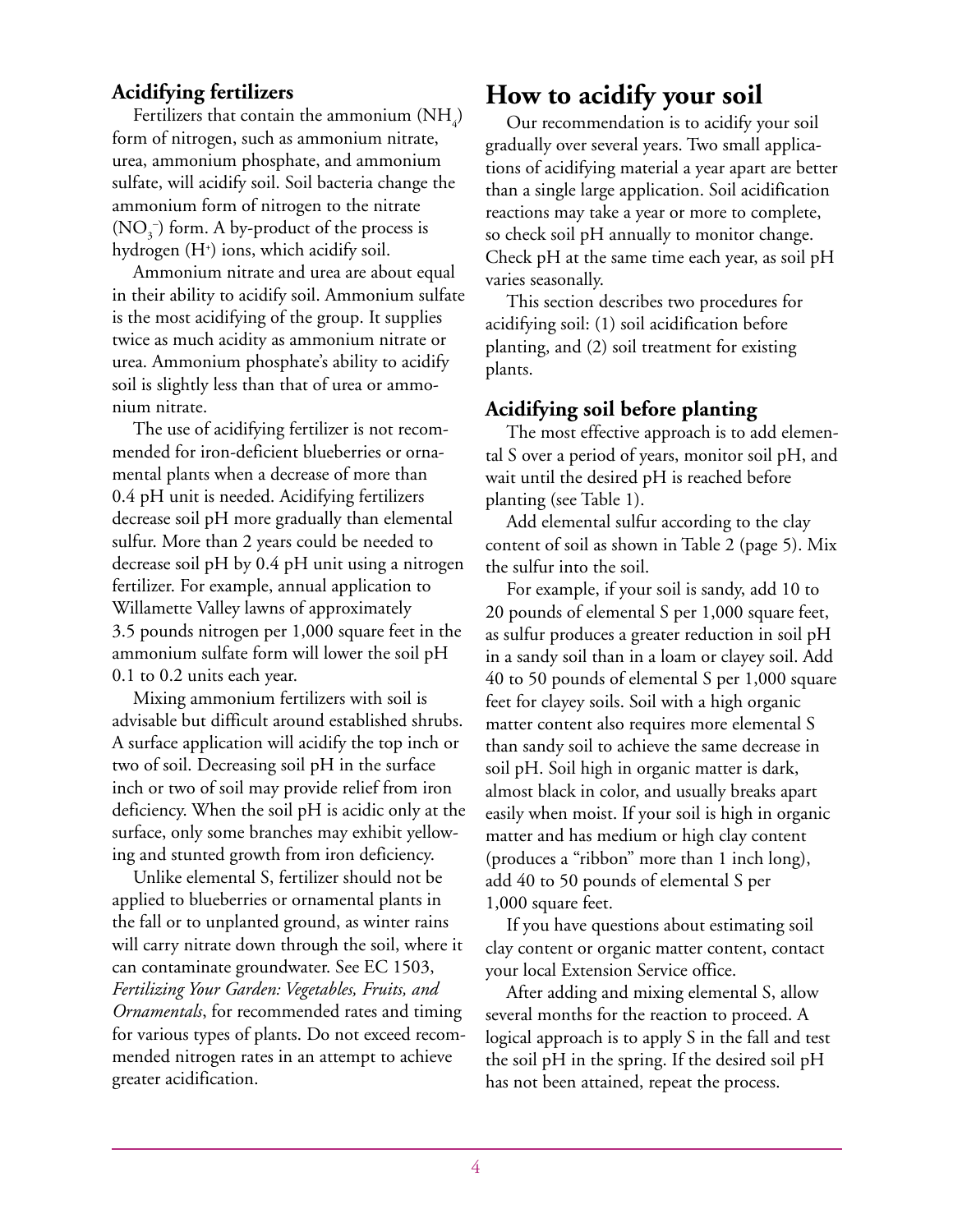### Acidifying fertilizers

Fertilizers that contain the ammonium ($NH_4$) form of nitrogen, such as ammonium nitrate, urea, ammonium phosphate, and ammonium sulfate, will acidify soil. Soil bacteria change the ammonium form of nitrogen to the nitrate ($NO_3^-$) form. A by-product of the process is hydrogen ($H^+$) ions, which acidify soil.

Ammonium nitrate and urea are about equal in their ability to acidify soil. Ammonium sulfate is the most acidifying of the group. It supplies twice as much acidity as ammonium nitrate or urea. Ammonium phosphate's ability to acidify soil is slightly less than that of urea or ammonium nitrate.

The use of acidifying fertilizer is not recommended for iron-deficient blueberries or ornamental plants when a decrease of more than 0.4 pH unit is needed. Acidifying fertilizers decrease soil pH more gradually than elemental sulfur. More than 2 years could be needed to decrease soil pH by 0.4 pH unit using a nitrogen fertilizer. For example, annual application to Willamette Valley lawns of approximately 3.5 pounds nitrogen per 1,000 square feet in the ammonium sulfate form will lower the soil pH 0.1 to 0.2 units each year.

Mixing ammonium fertilizers with soil is advisable but difficult around established shrubs. A surface application will acidify the top inch or two of soil. Decreasing soil pH in the surface inch or two of soil may provide relief from iron deficiency. When the soil pH is acidic only at the surface, only some branches may exhibit yellowing and stunted growth from iron deficiency.

Unlike elemental S, fertilizer should not be applied to blueberries or ornamental plants in the fall or to unplanted ground, as winter rains will carry nitrate down through the soil, where it can contaminate groundwater. See EC 1503, *Fertilizing Your Garden: Vegetables, Fruits, and Ornamentals*, for recommended rates and timing for various types of plants. Do not exceed recommended nitrogen rates in an attempt to achieve greater acidification.

## How to acidify your soil

Our recommendation is to acidify your soil gradually over several years. Two small applications of acidifying material a year apart are better than a single large application. Soil acidification reactions may take a year or more to complete, so check soil pH annually to monitor change. Check pH at the same time each year, as soil pH varies seasonally.

This section describes two procedures for acidifying soil: (1) soil acidification before planting, and (2) soil treatment for existing plants.

### Acidifying soil before planting

The most effective approach is to add elemental S over a period of years, monitor soil pH, and wait until the desired pH is reached before planting (see Table 1).

Add elemental sulfur according to the clay content of soil as shown in Table 2 (page 5). Mix the sulfur into the soil.

For example, if your soil is sandy, add 10 to 20 pounds of elemental S per 1,000 square feet, as sulfur produces a greater reduction in soil pH in a sandy soil than in a loam or clayey soil. Add 40 to 50 pounds of elemental S per 1,000 square feet for clayey soils. Soil with a high organic matter content also requires more elemental S than sandy soil to achieve the same decrease in soil pH. Soil high in organic matter is dark, almost black in color, and usually breaks apart easily when moist. If your soil is high in organic matter and has medium or high clay content (produces a "ribbon" more than 1 inch long), add 40 to 50 pounds of elemental S per 1,000 square feet.

If you have questions about estimating soil clay content or organic matter content, contact your local Extension Service office.

After adding and mixing elemental S, allow several months for the reaction to proceed. A logical approach is to apply S in the fall and test the soil pH in the spring. If the desired soil pH has not been attained, repeat the process.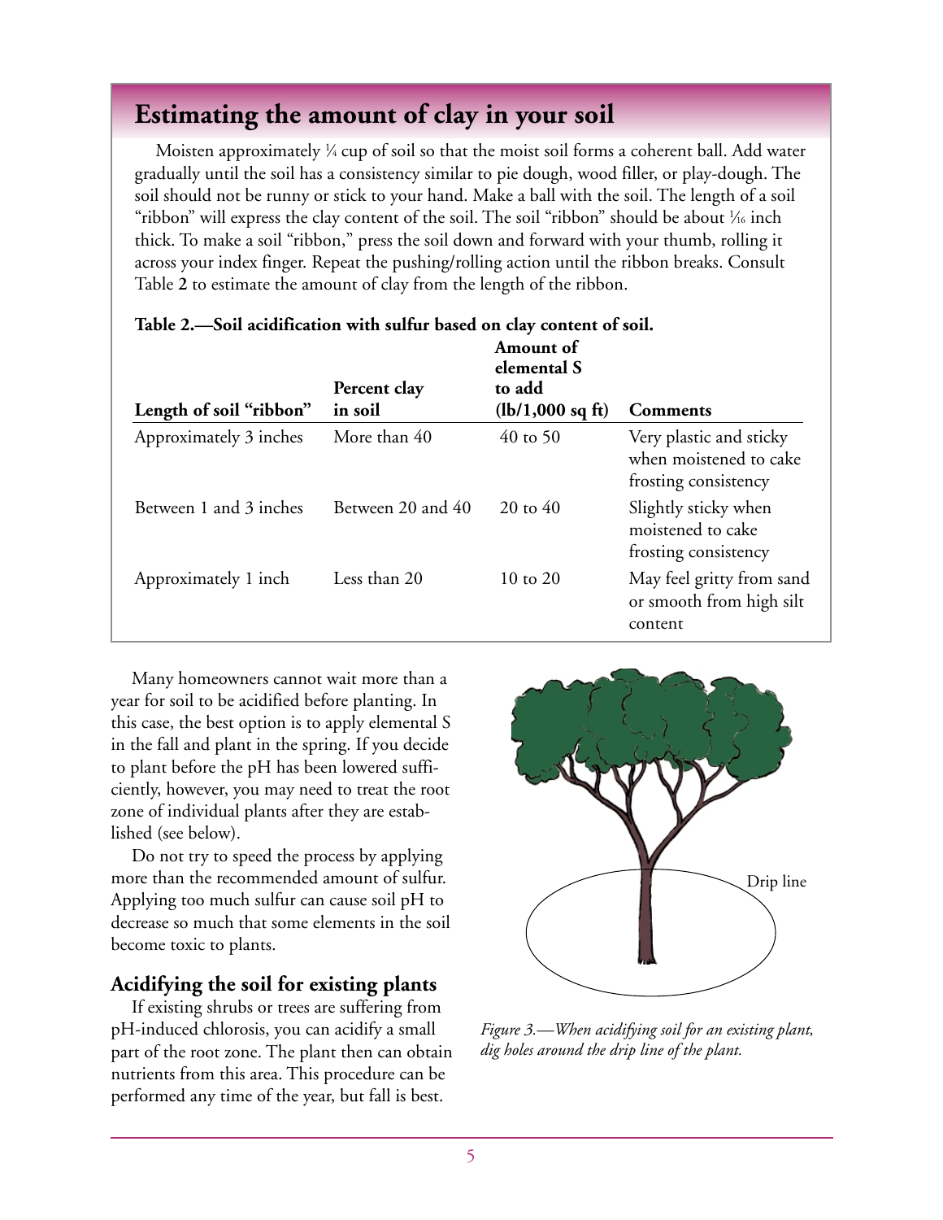## Estimating the amount of clay in your soil

Moisten approximately ¼ cup of soil so that the moist soil forms a coherent ball. Add water gradually until the soil has a consistency similar to pie dough, wood filler, or play-dough. The soil should not be runny or stick to your hand. Make a ball with the soil. The length of a soil "ribbon" will express the clay content of the soil. The soil "ribbon" should be about 1⁄16 inch thick. To make a soil "ribbon," press the soil down and forward with your thumb, rolling it across your index finger. Repeat the pushing/rolling action until the ribbon breaks. Consult Table **2** to estimate the amount of clay from the length of the ribbon.

**Table 2.—Soil acidification with sulfur based on clay content of soil.**

| Length of soil "ribbon" | Percent clay in soil | Amount of elemental S to add (lb/1,000 sq ft) | Comments |
|---|---|---|---|
| Approximately 3 inches | More than 40 | 40 to 50 | Very plastic and sticky when moistened to cake frosting consistency |
| Between 1 and 3 inches | Between 20 and 40 | 20 to 40 | Slightly sticky when moistened to cake frosting consistency |
| Approximately 1 inch | Less than 20 | 10 to 20 | May feel gritty from sand or smooth from high silt content |

Many homeowners cannot wait more than a year for soil to be acidified before planting. In this case, the best option is to apply elemental S in the fall and plant in the spring. If you decide to plant before the pH has been lowered sufficiently, however, you may need to treat the root zone of individual plants after they are established (see below).

Do not try to speed the process by applying more than the recommended amount of sulfur. Applying too much sulfur can cause soil pH to decrease so much that some elements in the soil become toxic to plants.

### Acidifying the soil for existing plants

If existing shrubs or trees are suffering from pH-induced chlorosis, you can acidify a small part of the root zone. The plant then can obtain nutrients from this area. This procedure can be performed any time of the year, but fall is best.

Drip line

*Figure 3.—When acidifying soil for an existing plant, dig holes around the drip line of the plant.*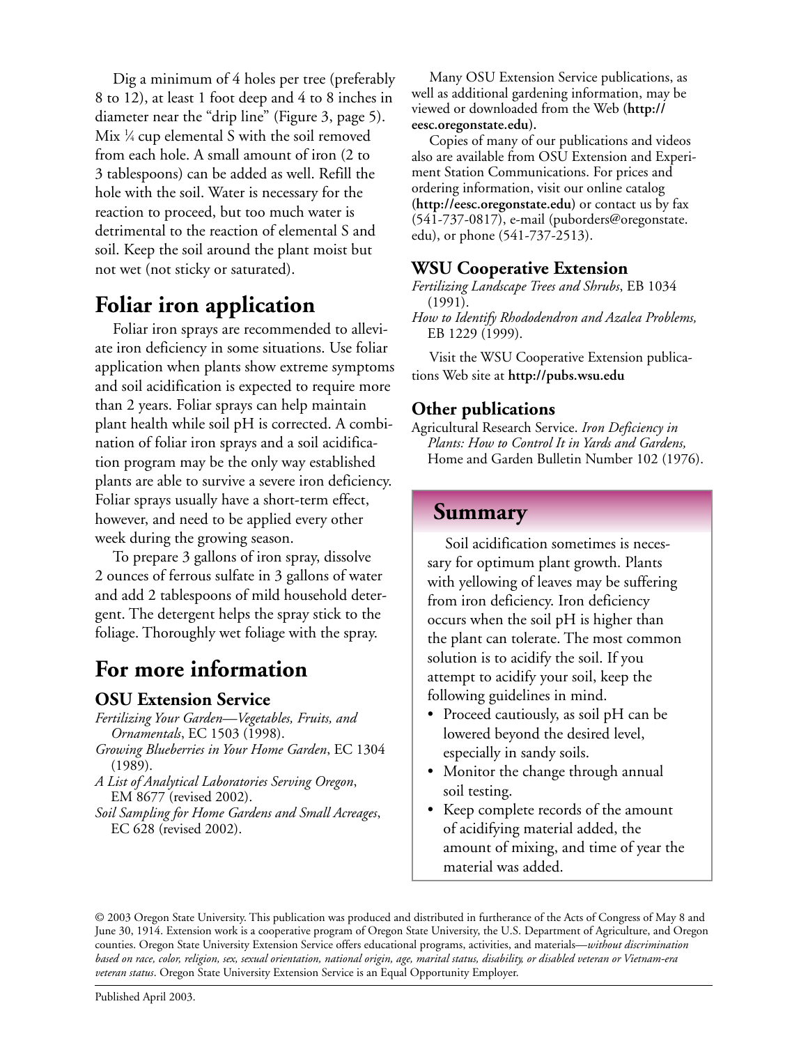Dig a minimum of 4 holes per tree (preferably 8 to 12), at least 1 foot deep and 4 to 8 inches in diameter near the "drip line" (Figure 3, page 5). Mix ¼ cup elemental S with the soil removed from each hole. A small amount of iron (2 to 3 tablespoons) can be added as well. Refill the hole with the soil. Water is necessary for the reaction to proceed, but too much water is detrimental to the reaction of elemental S and soil. Keep the soil around the plant moist but not wet (not sticky or saturated).

## Foliar iron application

Foliar iron sprays are recommended to alleviate iron deficiency in some situations. Use foliar application when plants show extreme symptoms and soil acidification is expected to require more than 2 years. Foliar sprays can help maintain plant health while soil pH is corrected. A combination of foliar iron sprays and a soil acidification program may be the only way established plants are able to survive a severe iron deficiency. Foliar sprays usually have a short-term effect, however, and need to be applied every other week during the growing season.

To prepare 3 gallons of iron spray, dissolve 2 ounces of ferrous sulfate in 3 gallons of water and add 2 tablespoons of mild household detergent. The detergent helps the spray stick to the foliage. Thoroughly wet foliage with the spray.

## For more information

### OSU Extension Service

*Fertilizing Your Garden—Vegetables, Fruits, and Ornamentals*, EC 1503 (1998).

*Growing Blueberries in Your Home Garden*, EC 1304 (1989).

*A List of Analytical Laboratories Serving Oregon*, EM 8677 (revised 2002).

*Soil Sampling for Home Gardens and Small Acreages*, EC 628 (revised 2002).

Many OSU Extension Service publications, as well as additional gardening information, may be viewed or downloaded from the Web (**http://eesc.oregonstate.edu**).

Copies of many of our publications and videos also are available from OSU Extension and Experiment Station Communications. For prices and ordering information, visit our online catalog (**http://eesc.oregonstate.edu**) or contact us by fax (541-737-0817), e-mail (puborders@oregonstate.edu), or phone (541-737-2513).

### WSU Cooperative Extension

*Fertilizing Landscape Trees and Shrubs*, EB 1034 (1991).

*How to Identify Rhododendron and Azalea Problems,* EB 1229 (1999).

Visit the WSU Cooperative Extension publications Web site at **http://pubs.wsu.edu**

### Other publications

Agricultural Research Service. *Iron Deficiency in Plants: How to Control It in Yards and Gardens,* Home and Garden Bulletin Number 102 (1976).

## Summary

Soil acidification sometimes is necessary for optimum plant growth. Plants with yellowing of leaves may be suffering from iron deficiency. Iron deficiency occurs when the soil pH is higher than the plant can tolerate. The most common solution is to acidify the soil. If you attempt to acidify your soil, keep the following guidelines in mind.

- Proceed cautiously, as soil pH can be lowered beyond the desired level, especially in sandy soils.
- Monitor the change through annual soil testing.
- Keep complete records of the amount of acidifying material added, the amount of mixing, and time of year the material was added.

© 2003 Oregon State University. This publication was produced and distributed in furtherance of the Acts of Congress of May 8 and June 30, 1914. Extension work is a cooperative program of Oregon State University, the U.S. Department of Agriculture, and Oregon counties. Oregon State University Extension Service offers educational programs, activities, and materials—*without discrimination based on race, color, religion, sex, sexual orientation, national origin, age, marital status, disability, or disabled veteran or Vietnam-era veteran status*. Oregon State University Extension Service is an Equal Opportunity Employer.

Published April 2003.